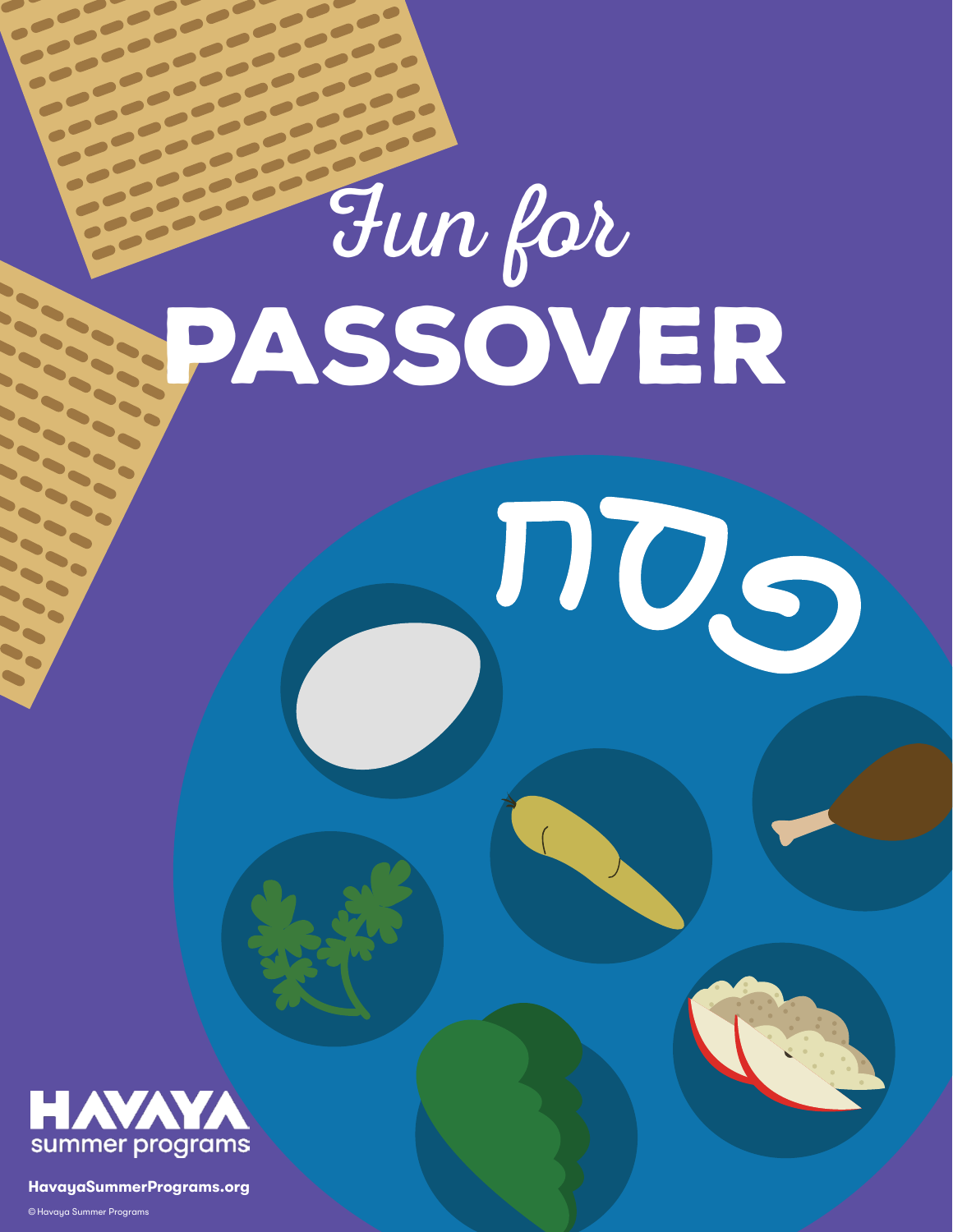# Fun for PASSOVER

פסח

HAVAYA summer programs

HavayaSummerPrograms.org

© Havaya Summer Programs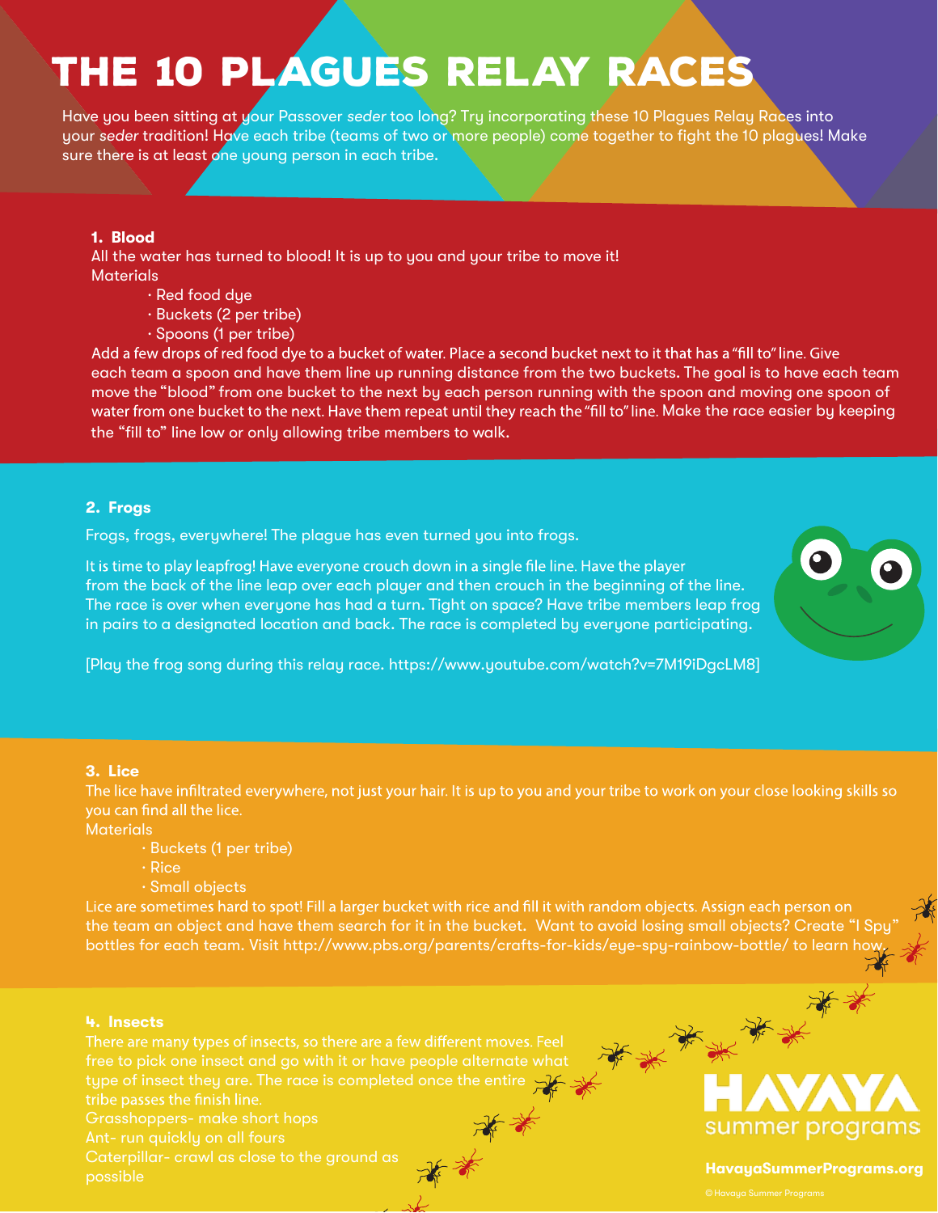# THE 10 PLAGUES RELAY RACES

Have you been sitting at your Passover *seder* too long? Try incorporating these 10 Plagues Relay Races into your *seder* tradition! Have each tribe (teams of two or more people) come together to fight the 10 plagues! Make sure there is at least one young person in each tribe.

### 1. Blood

All the water has turned to blood! It is up to you and your tribe to move it!

Materials

- Red food dye
- Buckets (2 per tribe)
- Spoons (1 per tribe)

Add a few drops of red food dye to a bucket of water. Place a second bucket next to it that has a "fill to" line. Give each team a spoon and have them line up running distance from the two buckets. The goal is to have each team move the "blood" from one bucket to the next by each person running with the spoon and moving one spoon of water from one bucket to the next. Have them repeat until they reach the "fill to" line. Make the race easier by keeping the "fill to" line low or only allowing tribe members to walk.

### 2. Frogs

Frogs, frogs, everywhere! The plague has even turned you into frogs.

It is time to play leapfrog! Have everyone crouch down in a single file line. Have the player from the back of the line leap over each player and then crouch in the beginning of the line. The race is over when everyone has had a turn. Tight on space? Have tribe members leap frog in pairs to a designated location and back. The race is completed by everyone participating.

[Play the frog song during this relay race. https://www.youtube.com/watch?v=7M19iDgcLM8]

### 3. Lice

The lice have infiltrated everywhere, not just your hair. It is up to you and your tribe to work on your close looking skills so you can find all the lice.

Materials

- Buckets (1 per tribe)
- Rice
- Small objects

Lice are sometimes hard to spot! Fill a larger bucket with rice and fill it with random objects. Assign each person on the team an object and have them search for it in the bucket. Want to avoid losing small objects? Create "I Spy" bottles for each team. Visit http://www.pbs.org/parents/crafts-for-kids/eye-spy-rainbow-bottle/ to learn how.

### 4. Insects

There are many types of insects, so there are a few different moves. Feel free to pick one insect and go with it or have people alternate what type of insect they are. The race is completed once the entire tribe passes the finish line.

Grasshoppers- make short hops

Ant- run quickly on all fours

Caterpillar- crawl as close to the ground as possible

HAVAYA summer programs

HavayaSummerPrograms.org

©Havaya Summer Programs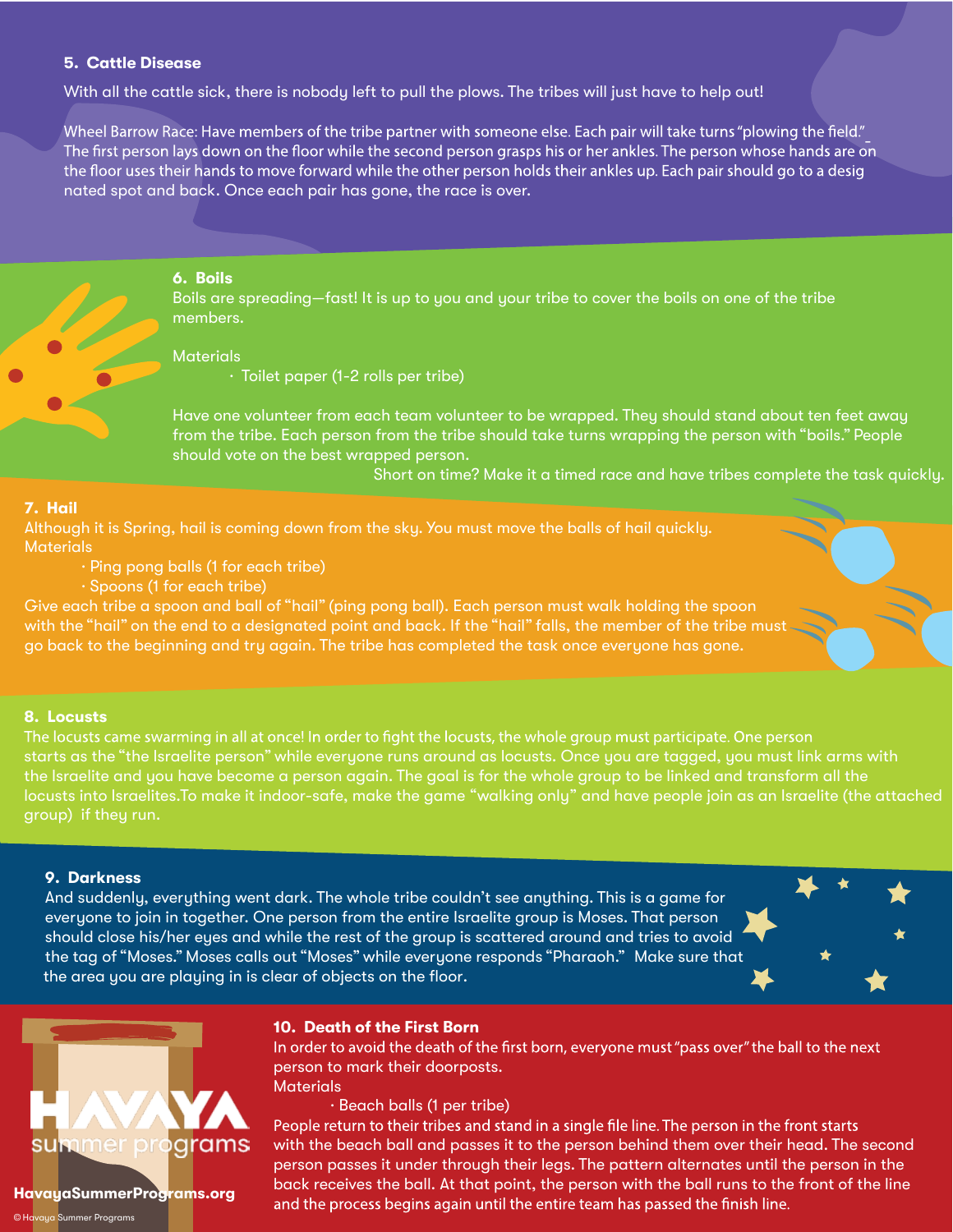## 5. Cattle Disease

With all the cattle sick, there is nobody left to pull the plows. The tribes will just have to help out!

Wheel Barrow Race: Have members of the tribe partner with someone else. Each pair will take turns "plowing the field." The first person lays down on the floor while the second person grasps his or her ankles. The person whose hands are on the floor uses their hands to move forward while the other person holds their ankles up. Each pair should go to a desig nated spot and back. Once each pair has gone, the race is over.

## 6. Boils

Boils are spreading—fast! It is up to you and your tribe to cover the boils on one of the tribe members.

Materials

- Toilet paper (1-2 rolls per tribe)

Have one volunteer from each team volunteer to be wrapped. They should stand about ten feet away from the tribe. Each person from the tribe should take turns wrapping the person with "boils." People should vote on the best wrapped person.

Short on time? Make it a timed race and have tribes complete the task quickly.

## 7. Hail

Although it is Spring, hail is coming down from the sky. You must move the balls of hail quickly.

Materials

- Ping pong balls (1 for each tribe)
- Spoons (1 for each tribe)

Give each tribe a spoon and ball of "hail" (ping pong ball). Each person must walk holding the spoon with the "hail" on the end to a designated point and back. If the "hail" falls, the member of the tribe must go back to the beginning and try again. The tribe has completed the task once everyone has gone.

## 8. Locusts

The locusts came swarming in all at once! In order to fight the locusts, the whole group must participate. One person starts as the "the Israelite person" while everyone runs around as locusts. Once you are tagged, you must link arms with the Israelite and you have become a person again. The goal is for the whole group to be linked and transform all the locusts into Israelites.To make it indoor-safe, make the game "walking only" and have people join as an Israelite (the attached group) if they run.

## 9. Darkness

And suddenly, everything went dark. The whole tribe couldn't see anything. This is a game for everyone to join in together. One person from the entire Israelite group is Moses. That person should close his/her eyes and while the rest of the group is scattered around and tries to avoid the tag of "Moses." Moses calls out "Moses" while everyone responds "Pharaoh." Make sure that the area you are playing in is clear of objects on the floor.

## 10. Death of the First Born

In order to avoid the death of the first born, everyone must "pass over" the ball to the next person to mark their doorposts.

Materials

- Beach balls (1 per tribe)

People return to their tribes and stand in a single file line. The person in the front starts with the beach ball and passes it to the person behind them over their head. The second person passes it under through their legs. The pattern alternates until the person in the back receives the ball. At that point, the person with the ball runs to the front of the line and the process begins again until the entire team has passed the finish line.

HAVAYA summer programs

HavayaSummerPrograms.org

© Havaya Summer Programs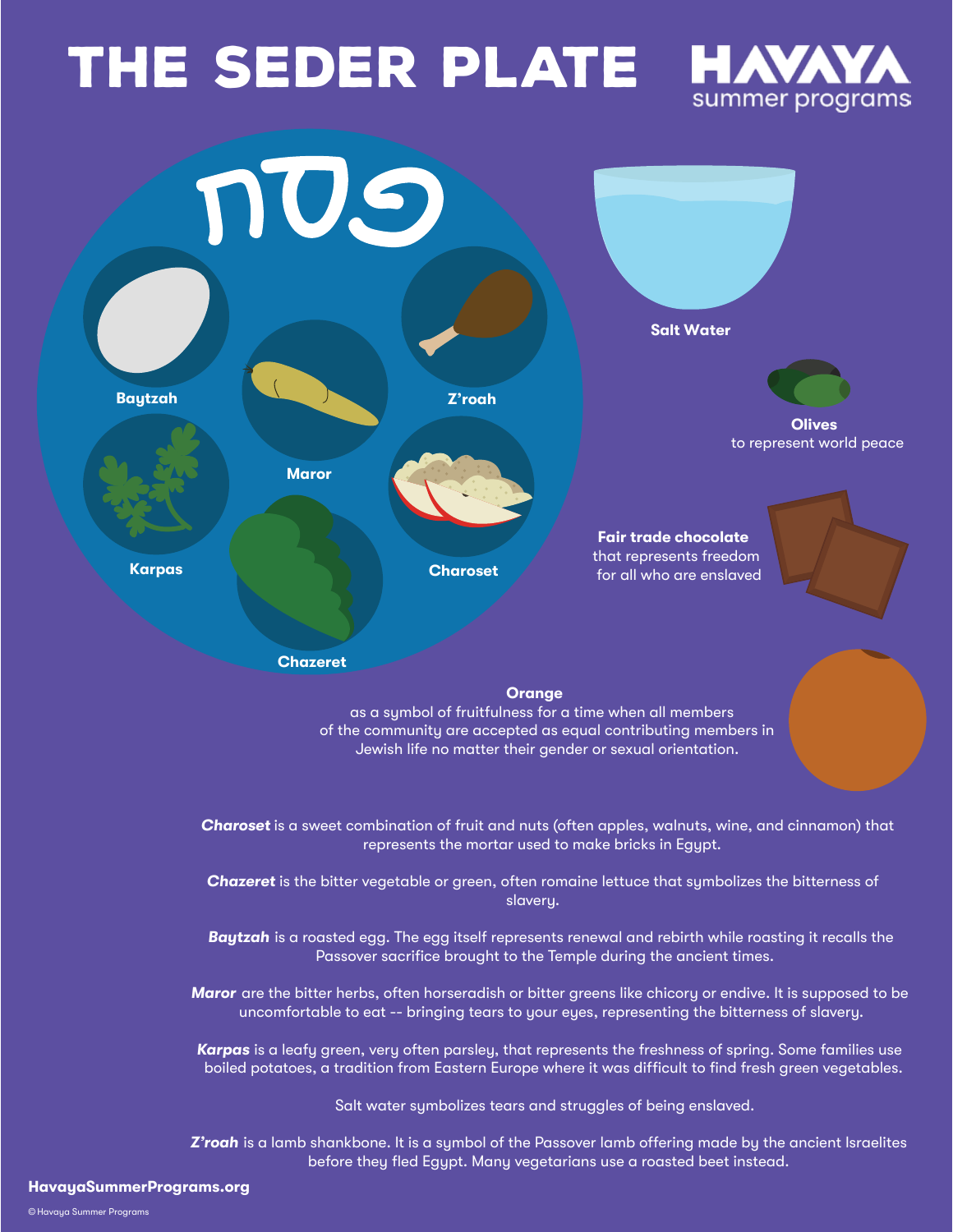# THE SEDER PLATE

HAVAYA
summer programs

פסח

**Baytzah**

**Maror**

**Z'roah**

**Karpas**

**Charoset**

**Chazeret**

**Salt Water**

**Olives**
to represent world peace

**Fair trade chocolate**
that represents freedom for all who are enslaved

**Orange**
as a symbol of fruitfulness for a time when all members of the community are accepted as equal contributing members in Jewish life no matter their gender or sexual orientation.

***Charoset*** is a sweet combination of fruit and nuts (often apples, walnuts, wine, and cinnamon) that represents the mortar used to make bricks in Egypt.

***Chazeret*** is the bitter vegetable or green, often romaine lettuce that symbolizes the bitterness of slavery.

***Baytzah*** is a roasted egg. The egg itself represents renewal and rebirth while roasting it recalls the Passover sacrifice brought to the Temple during the ancient times.

***Maror*** are the bitter herbs, often horseradish or bitter greens like chicory or endive. It is supposed to be uncomfortable to eat -- bringing tears to your eyes, representing the bitterness of slavery.

***Karpas*** is a leafy green, very often parsley, that represents the freshness of spring. Some families use boiled potatoes, a tradition from Eastern Europe where it was difficult to find fresh green vegetables.

Salt water symbolizes tears and struggles of being enslaved.

***Z'roah*** is a lamb shankbone. It is a symbol of the Passover lamb offering made by the ancient Israelites before they fled Egypt. Many vegetarians use a roasted beet instead.

**HavayaSummerPrograms.org**

© Havaya Summer Programs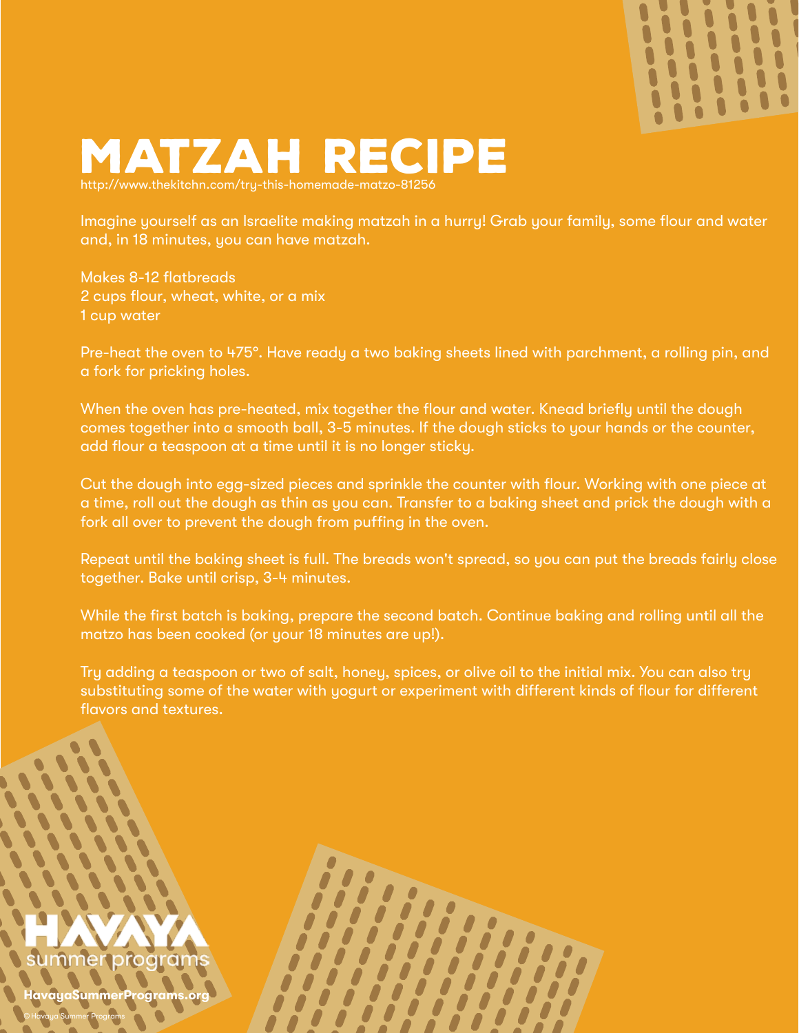# MATZAH RECIPE

http://www.thekitchn.com/try-this-homemade-matzo-81256

Imagine yourself as an Israelite making matzah in a hurry! Grab your family, some flour and water and, in 18 minutes, you can have matzah.

Makes 8-12 flatbreads
2 cups flour, wheat, white, or a mix
1 cup water

Pre-heat the oven to 475°. Have ready a two baking sheets lined with parchment, a rolling pin, and a fork for pricking holes.

When the oven has pre-heated, mix together the flour and water. Knead briefly until the dough comes together into a smooth ball, 3-5 minutes. If the dough sticks to your hands or the counter, add flour a teaspoon at a time until it is no longer sticky.

Cut the dough into egg-sized pieces and sprinkle the counter with flour. Working with one piece at a time, roll out the dough as thin as you can. Transfer to a baking sheet and prick the dough with a fork all over to prevent the dough from puffing in the oven.

Repeat until the baking sheet is full. The breads won't spread, so you can put the breads fairly close together. Bake until crisp, 3-4 minutes.

While the first batch is baking, prepare the second batch. Continue baking and rolling until all the matzo has been cooked (or your 18 minutes are up!).

Try adding a teaspoon or two of salt, honey, spices, or olive oil to the initial mix. You can also try substituting some of the water with yogurt or experiment with different kinds of flour for different flavors and textures.

HAVAYA summer programs

**HavayaSummerPrograms.org**

©Havaya Summer Programs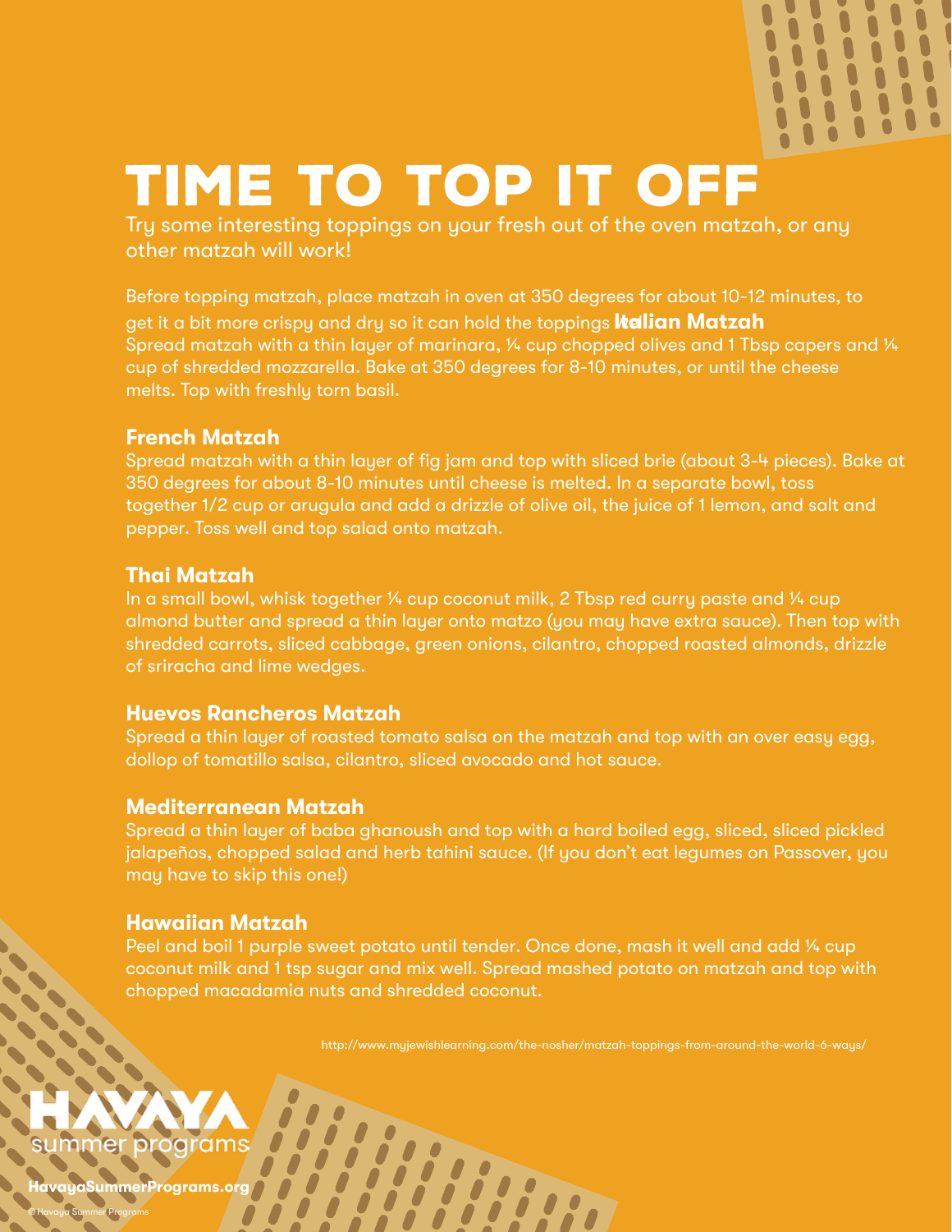# TIME TO TOP IT OFF

Try some interesting toppings on your fresh out of the oven matzah, or any other matzah will work!

Before topping matzah, place matzah in oven at 350 degrees for about 10-12 minutes, to get it a bit more crispy and dry so it can hold the toppings

### Italian Matzah

Spread matzah with a thin layer of marinara, ¼ cup chopped olives and 1 Tbsp capers and ¼ cup of shredded mozzarella. Bake at 350 degrees for 8-10 minutes, or until the cheese melts. Top with freshly torn basil.

### French Matzah

Spread matzah with a thin layer of fig jam and top with sliced brie (about 3-4 pieces). Bake at 350 degrees for about 8-10 minutes until cheese is melted. In a separate bowl, toss together 1/2 cup or arugula and add a drizzle of olive oil, the juice of 1 lemon, and salt and pepper. Toss well and top salad onto matzah.

### Thai Matzah

In a small bowl, whisk together ¼ cup coconut milk, 2 Tbsp red curry paste and ¼ cup almond butter and spread a thin layer onto matzo (you may have extra sauce). Then top with shredded carrots, sliced cabbage, green onions, cilantro, chopped roasted almonds, drizzle of sriracha and lime wedges.

### Huevos Rancheros Matzah

Spread a thin layer of roasted tomato salsa on the matzah and top with an over easy egg, dollop of tomatillo salsa, cilantro, sliced avocado and hot sauce.

### Mediterranean Matzah

Spread a thin layer of baba ghanoush and top with a hard boiled egg, sliced, sliced pickled jalapeños, chopped salad and herb tahini sauce. (If you don't eat legumes on Passover, you may have to skip this one!)

### Hawaiian Matzah

Peel and boil 1 purple sweet potato until tender. Once done, mash it well and add ¼ cup coconut milk and 1 tsp sugar and mix well. Spread mashed potato on matzah and top with chopped macadamia nuts and shredded coconut.

http://www.myjewishlearning.com/the-nosher/matzah-toppings-from-around-the-world-6-ways/

HAVAYA summer programs

**HavayaSummerPrograms.org**

© Havaya Summer Programs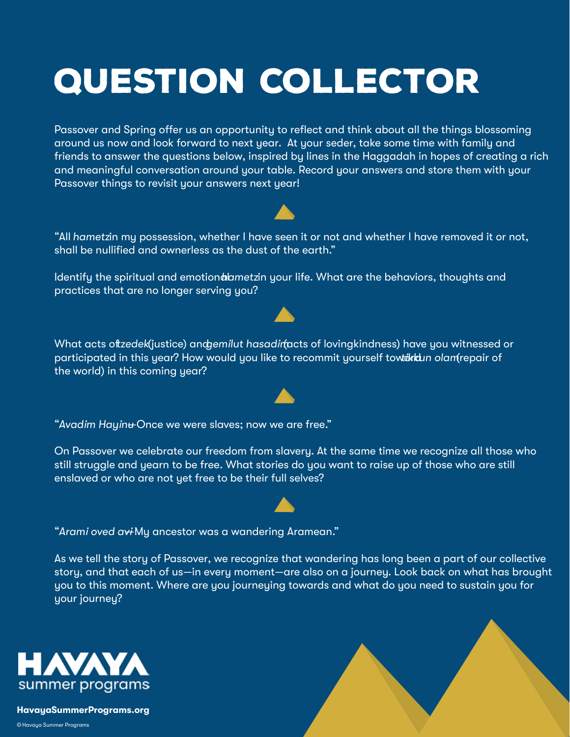# QUESTION COLLECTOR

Passover and Spring offer us an opportunity to reflect and think about all the things blossoming around us now and look forward to next year. At your seder, take some time with family and friends to answer the questions below, inspired by lines in the Haggadah in hopes of creating a rich and meaningful conversation around your table. Record your answers and store them with your Passover things to revisit your answers next year!

"All *hametz* in my possession, whether I have seen it or not and whether I have removed it or not, shall be nullified and ownerless as the dust of the earth."

Identify the spiritual and emotional *hametz* in your life. What are the behaviors, thoughts and practices that are no longer serving you?

What acts of *tzedek* (justice) and *gemilut hasadim* (acts of lovingkindness) have you witnessed or participated in this year? How would you like to recommit yourself toward *tikkun olam* (repair of the world) in this coming year?

"*Avadim Hayinu*–Once we were slaves; now we are free."

On Passover we celebrate our freedom from slavery. At the same time we recognize all those who still struggle and yearn to be free. What stories do you want to raise up of those who are still enslaved or who are not yet free to be their full selves?

"*Arami oved avi*–My ancestor was a wandering Aramean."

As we tell the story of Passover, we recognize that wandering has long been a part of our collective story, and that each of us—in every moment—are also on a journey. Look back on what has brought you to this moment. Where are you journeying towards and what do you need to sustain you for your journey?

**HAVAYA**
summer programs

**HavayaSummerPrograms.org**

© Havaya Summer Programs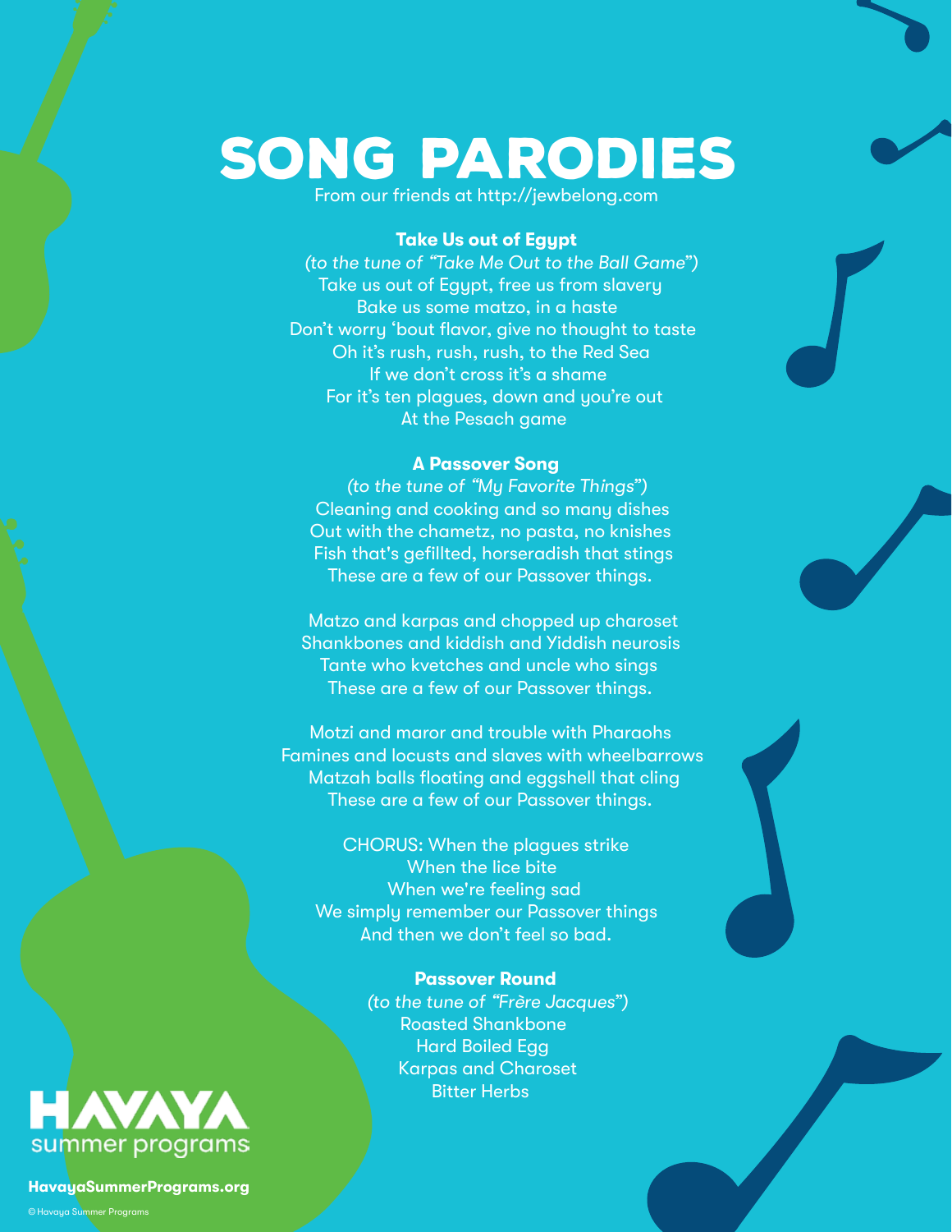# SONG PARODIES

From our friends at http://jewbelong.com

### Take Us out of Egypt

*(to the tune of "Take Me Out to the Ball Game")*

Take us out of Egypt, free us from slavery
Bake us some matzo, in a haste
Don't worry 'bout flavor, give no thought to taste
Oh it's rush, rush, rush, to the Red Sea
If we don't cross it's a shame
For it's ten plagues, down and you're out
At the Pesach game

### A Passover Song

*(to the tune of "My Favorite Things")*

Cleaning and cooking and so many dishes
Out with the chametz, no pasta, no knishes
Fish that's gefillted, horseradish that stings
These are a few of our Passover things.

Matzo and karpas and chopped up charoset
Shankbones and kiddish and Yiddish neurosis
Tante who kvetches and uncle who sings
These are a few of our Passover things.

Motzi and maror and trouble with Pharaohs
Famines and locusts and slaves with wheelbarrows
Matzah balls floating and eggshell that cling
These are a few of our Passover things.

CHORUS: When the plagues strike
When the lice bite
When we're feeling sad
We simply remember our Passover things
And then we don't feel so bad.

### Passover Round

*(to the tune of "Frère Jacques")*

Roasted Shankbone
Hard Boiled Egg
Karpas and Charoset
Bitter Herbs

HAVAYA summer programs

HavayaSummerPrograms.org

© Havaya Summer Programs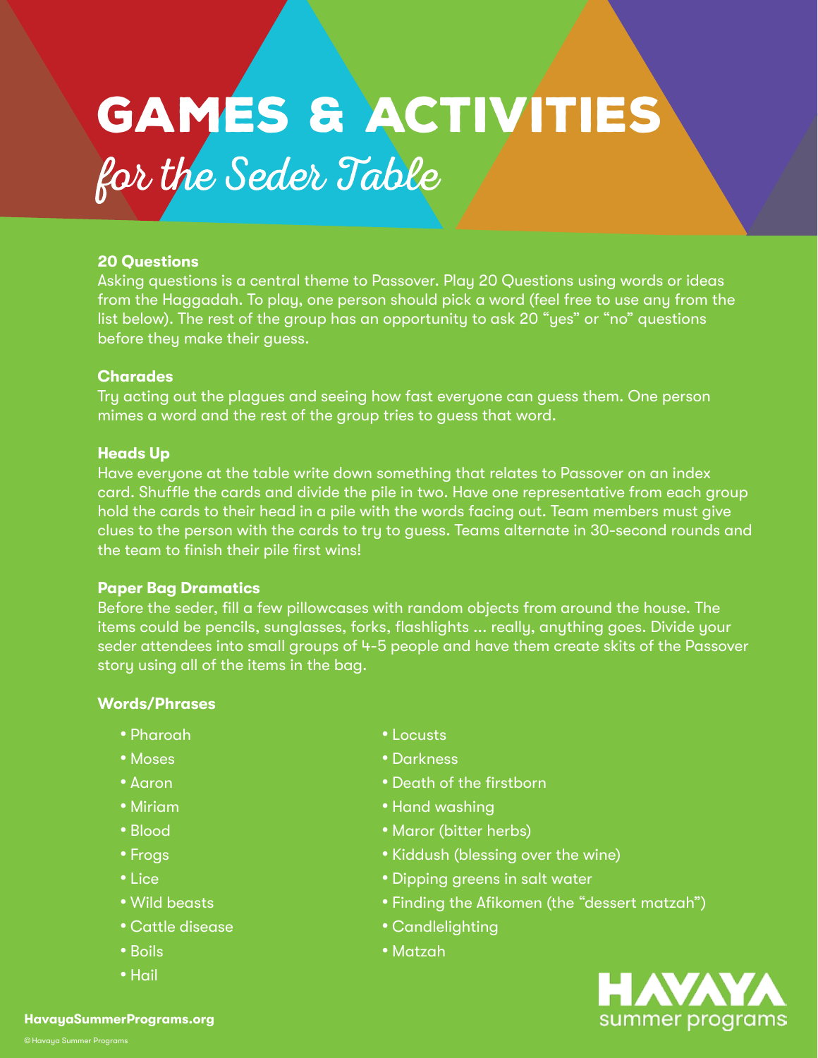# GAMES & ACTIVITIES

## *for the Seder Table*

**20 Questions**

Asking questions is a central theme to Passover. Play 20 Questions using words or ideas from the Haggadah. To play, one person should pick a word (feel free to use any from the list below). The rest of the group has an opportunity to ask 20 "yes" or "no" questions before they make their guess.

**Charades**

Try acting out the plagues and seeing how fast everyone can guess them. One person mimes a word and the rest of the group tries to guess that word.

**Heads Up**

Have everyone at the table write down something that relates to Passover on an index card. Shuffle the cards and divide the pile in two. Have one representative from each group hold the cards to their head in a pile with the words facing out. Team members must give clues to the person with the cards to try to guess. Teams alternate in 30-second rounds and the team to finish their pile first wins!

**Paper Bag Dramatics**

Before the seder, fill a few pillowcases with random objects from around the house. The items could be pencils, sunglasses, forks, flashlights ... really, anything goes. Divide your seder attendees into small groups of 4-5 people and have them create skits of the Passover story using all of the items in the bag.

**Words/Phrases**

- Pharoah
- Moses
- Aaron
- Miriam
- Blood
- Frogs
- Lice
- Wild beasts
- Cattle disease
- Boils
- Hail
- Locusts
- Darkness
- Death of the firstborn
- Hand washing
- Maror (bitter herbs)
- Kiddush (blessing over the wine)
- Dipping greens in salt water
- Finding the Afikomen (the "dessert matzah")
- Candlelighting
- Matzah

HAVAYA summer programs

HavayaSummerPrograms.org

© Havaya Summer Programs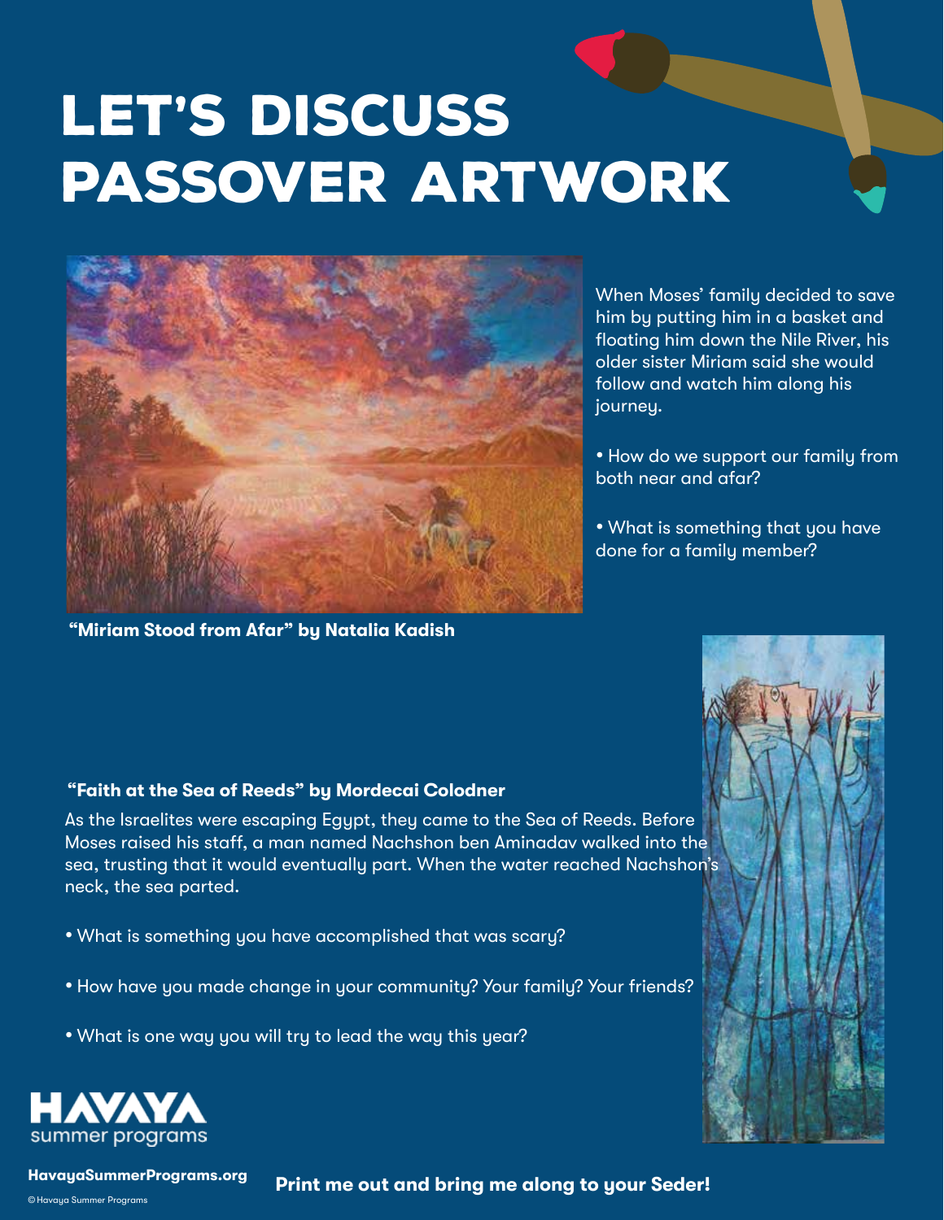# LET'S DISCUSS PASSOVER ARTWORK

**"Miriam Stood from Afar" by Natalia Kadish**

When Moses' family decided to save him by putting him in a basket and floating him down the Nile River, his older sister Miriam said she would follow and watch him along his journey.

- How do we support our family from both near and afar?
- What is something that you have done for a family member?

**"Faith at the Sea of Reeds" by Mordecai Colodner**

As the Israelites were escaping Egypt, they came to the Sea of Reeds. Before Moses raised his staff, a man named Nachshon ben Aminadav walked into the sea, trusting that it would eventually part. When the water reached Nachshon's neck, the sea parted.

- What is something you have accomplished that was scary?
- How have you made change in your community? Your family? Your friends?
- What is one way you will try to lead the way this year?

HAVAYA summer programs

HavayaSummerPrograms.org

**Print me out and bring me along to your Seder!**

© Havaya Summer Programs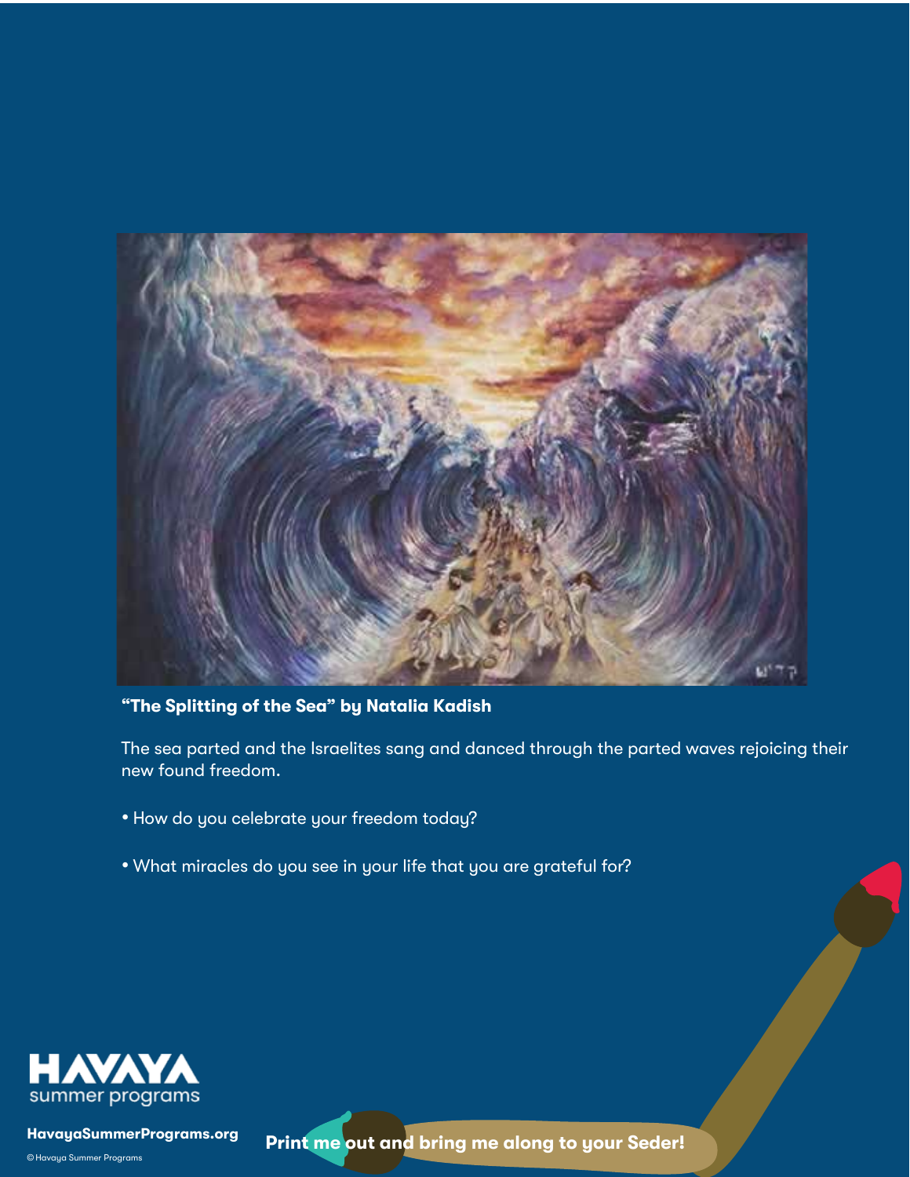**“The Splitting of the Sea” by Natalia Kadish**

The sea parted and the Israelites sang and danced through the parted waves rejoicing their new found freedom.

- How do you celebrate your freedom today?
- What miracles do you see in your life that you are grateful for?

HAVAYA summer programs

HavayaSummerPrograms.org

© Havaya Summer Programs

Print me out and bring me along to your Seder!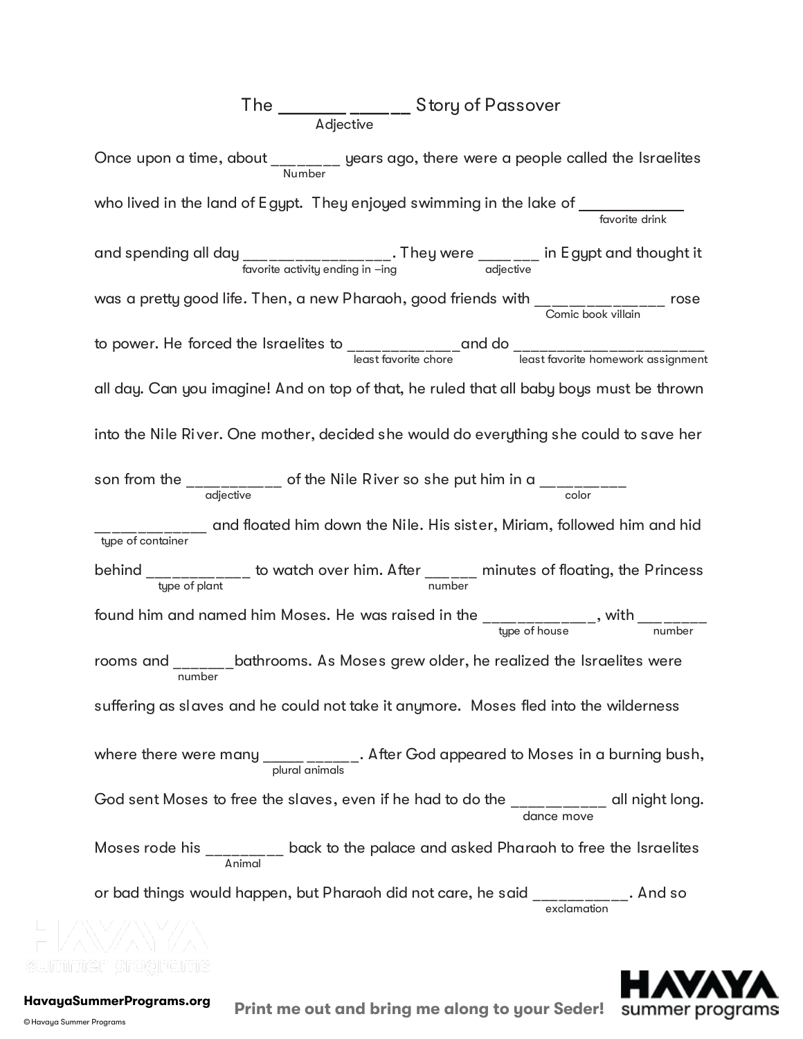# The ____________ Story of Passover
(Adjective)

Once upon a time, about ________ (Number) years ago, there were a people called the Israelites who lived in the land of Egypt. They enjoyed swimming in the lake of ____________ (favorite drink) and spending all day _________________ (favorite activity ending in –ing). They were _______ (adjective) in Egypt and thought it was a pretty good life. Then, a new Pharaoh, good friends with _______________ (Comic book villain) rose to power. He forced the Israelites to _____________ (least favorite chore) and do _______________________ (least favorite homework assignment) all day. Can you imagine! And on top of that, he ruled that all baby boys must be thrown into the Nile River. One mother, decided she would do everything she could to save her son from the ___________ (adjective) of the Nile River so she put him in a __________ (color) _____________ (type of container) and floated him down the Nile. His sister, Miriam, followed him and hid behind ____________ (type of plant) to watch over him. After ______ (number) minutes of floating, the Princess found him and named him Moses. He was raised in the _____________ (type of house), with ________ (number) rooms and _______ (number) bathrooms. As Moses grew older, he realized the Israelites were suffering as slaves and he could not take it anymore. Moses fled into the wilderness where there were many ___________ (plural animals). After God appeared to Moses in a burning bush, God sent Moses to free the slaves, even if he had to do the ___________ (dance move) all night long. Moses rode his _________ (Animal) back to the palace and asked Pharaoh to free the Israelites or bad things would happen, but Pharaoh did not care, he said ___________ (exclamation). And so

HavayaSummerPrograms.org

Print me out and bring me along to your Seder!

© Havaya Summer Programs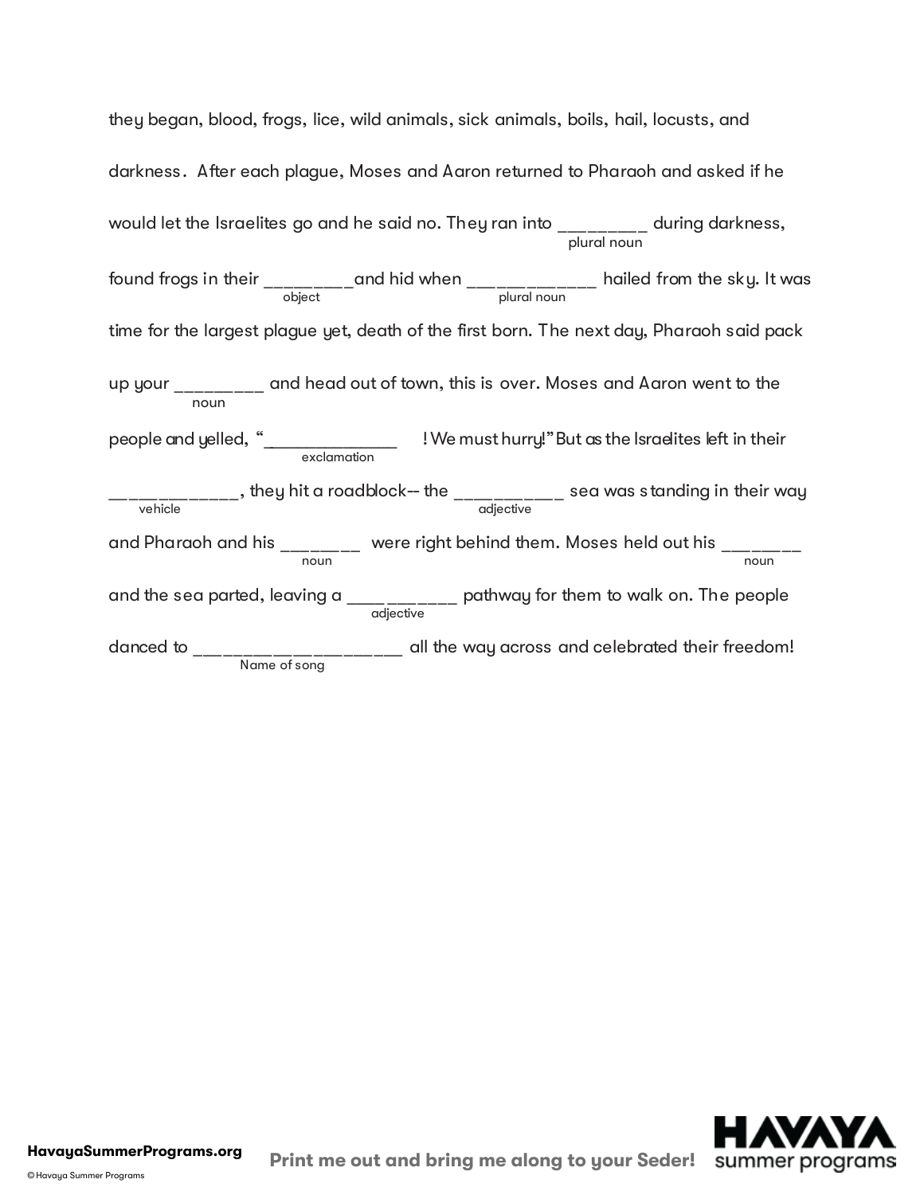they began, blood, frogs, lice, wild animals, sick animals, boils, hail, locusts, and darkness. After each plague, Moses and Aaron returned to Pharaoh and asked if he would let the Israelites go and he said no. They ran into _________ (plural noun) during darkness, found frogs in their _________ (object) and hid when _____________ (plural noun) hailed from the sky. It was time for the largest plague yet, death of the first born. The next day, Pharaoh said pack up your _________ (noun) and head out of town, this is over. Moses and Aaron went to the people and yelled, "______________ (exclamation)! We must hurry!" But as the Israelites left in their _____________ (vehicle), they hit a roadblock-- the ___________ (adjective) sea was standing in their way and Pharaoh and his ________ (noun) were right behind them. Moses held out his ________ (noun) and the sea parted, leaving a ___________ (adjective) pathway for them to walk on. The people danced to ______________________ (Name of song) all the way across and celebrated their freedom!

HavayaSummerPrograms.org

© Havaya Summer Programs

Print me out and bring me along to your Seder!

HAVAYA summer programs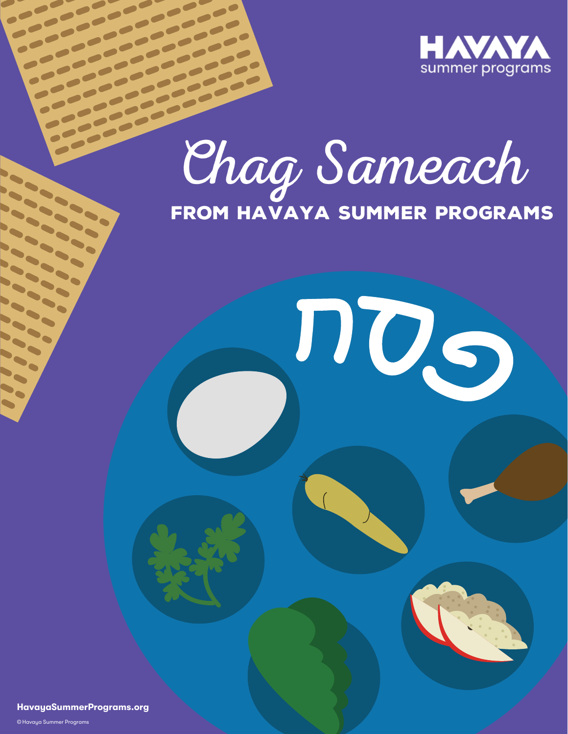HAVAYA
summer programs

# Chag Sameach

## FROM HAVAYA SUMMER PROGRAMS

פסח

**HavayaSummerPrograms.org**

© Havaya Summer Programs